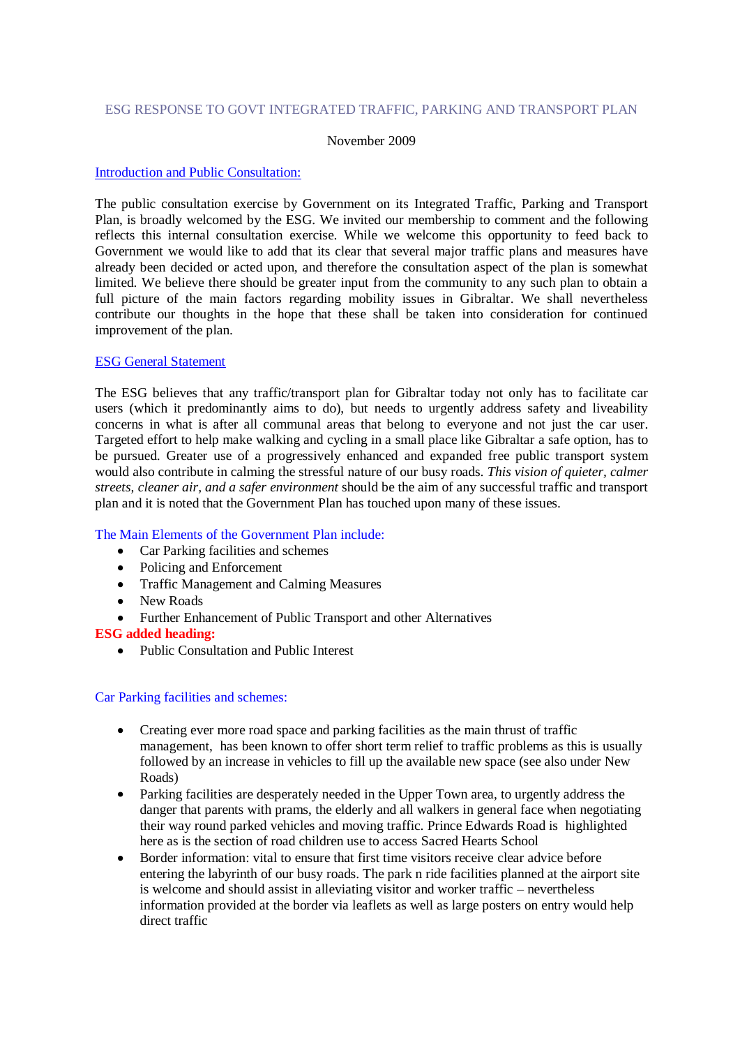# ESG RESPONSE TO GOVT INTEGRATED TRAFFIC, PARKING AND TRANSPORT PLAN

November 2009

## Introduction and Public Consultation:

The public consultation exercise by Government on its Integrated Traffic, Parking and Transport Plan, is broadly welcomed by the ESG. We invited our membership to comment and the following reflects this internal consultation exercise. While we welcome this opportunity to feed back to Government we would like to add that its clear that several major traffic plans and measures have already been decided or acted upon, and therefore the consultation aspect of the plan is somewhat limited. We believe there should be greater input from the community to any such plan to obtain a full picture of the main factors regarding mobility issues in Gibraltar. We shall nevertheless contribute our thoughts in the hope that these shall be taken into consideration for continued improvement of the plan.

## ESG General Statement

The ESG believes that any traffic/transport plan for Gibraltar today not only has to facilitate car users (which it predominantly aims to do), but needs to urgently address safety and liveability concerns in what is after all communal areas that belong to everyone and not just the car user. Targeted effort to help make walking and cycling in a small place like Gibraltar a safe option, has to be pursued. Greater use of a progressively enhanced and expanded free public transport system would also contribute in calming the stressful nature of our busy roads. *This vision of quieter, calmer streets, cleaner air, and a safer environment* should be the aim of any successful traffic and transport plan and it is noted that the Government Plan has touched upon many of these issues.

## The Main Elements of the Government Plan include:

- Car Parking facilities and schemes
- Policing and Enforcement
- Traffic Management and Calming Measures
- New Roads
- Further Enhancement of Public Transport and other Alternatives

**ESG added heading:**

- Public Consultation and Public Interest

## Car Parking facilities and schemes:

- Creating ever more road space and parking facilities as the main thrust of traffic management, has been known to offer short term relief to traffic problems as this is usually followed by an increase in vehicles to fill up the available new space (see also under New Roads)
- Parking facilities are desperately needed in the Upper Town area, to urgently address the danger that parents with prams, the elderly and all walkers in general face when negotiating their way round parked vehicles and moving traffic. Prince Edwards Road is highlighted here as is the section of road children use to access Sacred Hearts School
- Border information: vital to ensure that first time visitors receive clear advice before entering the labyrinth of our busy roads. The park n ride facilities planned at the airport site is welcome and should assist in alleviating visitor and worker traffic – nevertheless information provided at the border via leaflets as well as large posters on entry would help direct traffic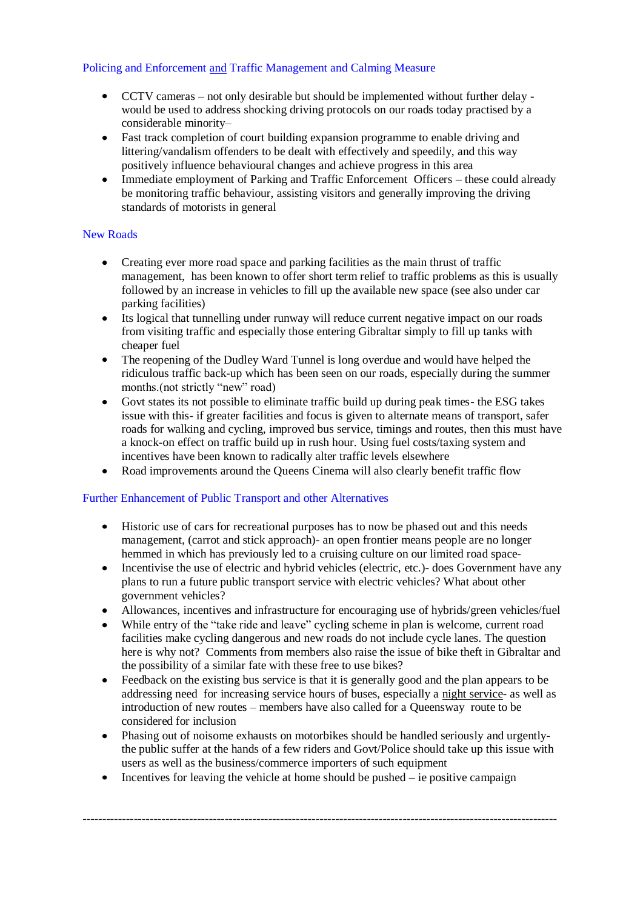## Policing and Enforcement and Traffic Management and Calming Measure

- CCTV cameras – not only desirable but should be implemented without further delay - would be used to address shocking driving protocols on our roads today practised by a considerable minority–
- Fast track completion of court building expansion programme to enable driving and littering/vandalism offenders to be dealt with effectively and speedily, and this way positively influence behavioural changes and achieve progress in this area
- Immediate employment of Parking and Traffic Enforcement Officers – these could already be monitoring traffic behaviour, assisting visitors and generally improving the driving standards of motorists in general

## New Roads

- Creating ever more road space and parking facilities as the main thrust of traffic management, has been known to offer short term relief to traffic problems as this is usually followed by an increase in vehicles to fill up the available new space (see also under car parking facilities)
- Its logical that tunnelling under runway will reduce current negative impact on our roads from visiting traffic and especially those entering Gibraltar simply to fill up tanks with cheaper fuel
- The reopening of the Dudley Ward Tunnel is long overdue and would have helped the ridiculous traffic back-up which has been seen on our roads, especially during the summer months.(not strictly "new" road)
- Govt states its not possible to eliminate traffic build up during peak times- the ESG takes issue with this- if greater facilities and focus is given to alternate means of transport, safer roads for walking and cycling, improved bus service, timings and routes, then this must have a knock-on effect on traffic build up in rush hour. Using fuel costs/taxing system and incentives have been known to radically alter traffic levels elsewhere
- Road improvements around the Queens Cinema will also clearly benefit traffic flow

## Further Enhancement of Public Transport and other Alternatives

- Historic use of cars for recreational purposes has to now be phased out and this needs management, (carrot and stick approach)- an open frontier means people are no longer hemmed in which has previously led to a cruising culture on our limited road space-
- Incentivise the use of electric and hybrid vehicles (electric, etc.)- does Government have any plans to run a future public transport service with electric vehicles? What about other government vehicles?
- Allowances, incentives and infrastructure for encouraging use of hybrids/green vehicles/fuel
- While entry of the "take ride and leave" cycling scheme in plan is welcome, current road facilities make cycling dangerous and new roads do not include cycle lanes. The question here is why not? Comments from members also raise the issue of bike theft in Gibraltar and the possibility of a similar fate with these free to use bikes?
- Feedback on the existing bus service is that it is generally good and the plan appears to be addressing need for increasing service hours of buses, especially a night service- as well as introduction of new routes – members have also called for a Queensway route to be considered for inclusion
- Phasing out of noisome exhausts on motorbikes should be handled seriously and urgently- the public suffer at the hands of a few riders and Govt/Police should take up this issue with users as well as the business/commerce importers of such equipment
- Incentives for leaving the vehicle at home should be pushed – ie positive campaign

---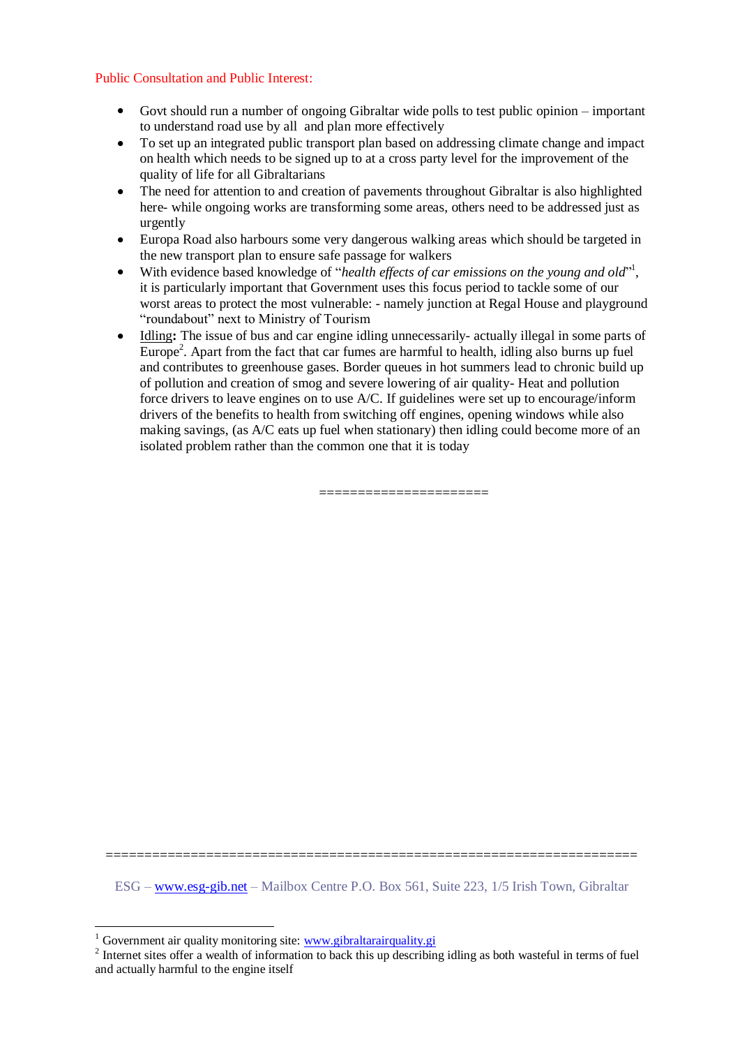Public Consultation and Public Interest:

- Govt should run a number of ongoing Gibraltar wide polls to test public opinion – important to understand road use by all and plan more effectively
- To set up an integrated public transport plan based on addressing climate change and impact on health which needs to be signed up to at a cross party level for the improvement of the quality of life for all Gibraltarians
- The need for attention to and creation of pavements throughout Gibraltar is also highlighted here- while ongoing works are transforming some areas, others need to be addressed just as urgently
- Europa Road also harbours some very dangerous walking areas which should be targeted in the new transport plan to ensure safe passage for walkers
- With evidence based knowledge of "*health effects of car emissions on the young and old*"[1], it is particularly important that Government uses this focus period to tackle some of our worst areas to protect the most vulnerable: - namely junction at Regal House and playground "roundabout" next to Ministry of Tourism
- Idling**:** The issue of bus and car engine idling unnecessarily- actually illegal in some parts of Europe[2]. Apart from the fact that car fumes are harmful to health, idling also burns up fuel and contributes to greenhouse gases. Border queues in hot summers lead to chronic build up of pollution and creation of smog and severe lowering of air quality- Heat and pollution force drivers to leave engines on to use A/C. If guidelines were set up to encourage/inform drivers of the benefits to health from switching off engines, opening windows while also making savings, (as A/C eats up fuel when stationary) then idling could become more of an isolated problem rather than the common one that it is today

=====================

ESG – www.esg-gib.net – Mailbox Centre P.O. Box 561, Suite 223, 1/5 Irish Town, Gibraltar

[1] Government air quality monitoring site: www.gibraltarairquality.gi

[2] Internet sites offer a wealth of information to back this up describing idling as both wasteful in terms of fuel and actually harmful to the engine itself